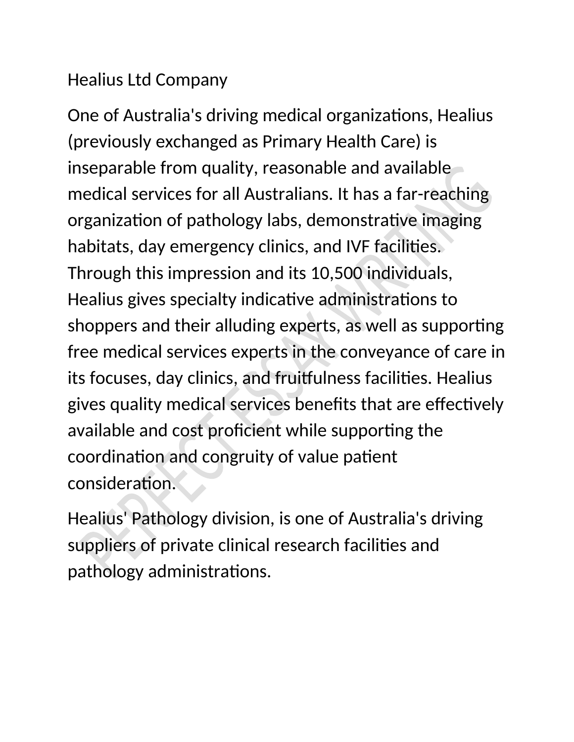Healius Ltd Company

One of Australia's driving medical organizations, Healius (previously exchanged as Primary Health Care) is inseparable from quality, reasonable and available medical services for all Australians. It has a far-reaching organization of pathology labs, demonstrative imaging habitats, day emergency clinics, and IVF facilities. Through this impression and its 10,500 individuals, Healius gives specialty indicative administrations to shoppers and their alluding experts, as well as supporting free medical services experts in the conveyance of care in its focuses, day clinics, and fruitfulness facilities. Healius gives quality medical services benefits that are effectively available and cost proficient while supporting the coordination and congruity of value patient consideration.

Healius' Pathology division, is one of Australia's driving suppliers of private clinical research facilities and pathology administrations.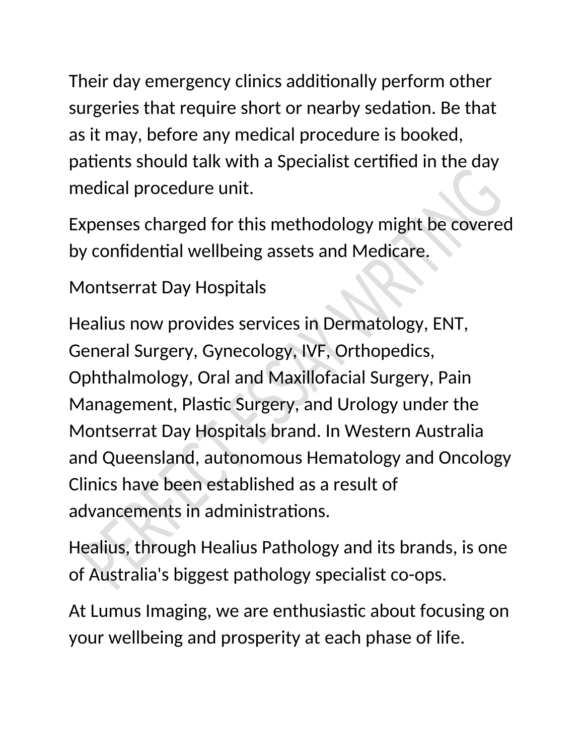Their day emergency clinics additionally perform other surgeries that require short or nearby sedation. Be that as it may, before any medical procedure is booked, patients should talk with a Specialist certified in the day medical procedure unit.

Expenses charged for this methodology might be covered by confidential wellbeing assets and Medicare.

Montserrat Day Hospitals

Healius now provides services in Dermatology, ENT, General Surgery, Gynecology, IVF, Orthopedics, Ophthalmology, Oral and Maxillofacial Surgery, Pain Management, Plastic Surgery, and Urology under the Montserrat Day Hospitals brand. In Western Australia and Queensland, autonomous Hematology and Oncology Clinics have been established as a result of advancements in administrations.

Healius, through Healius Pathology and its brands, is one of Australia's biggest pathology specialist co-ops.

At Lumus Imaging, we are enthusiastic about focusing on your wellbeing and prosperity at each phase of life.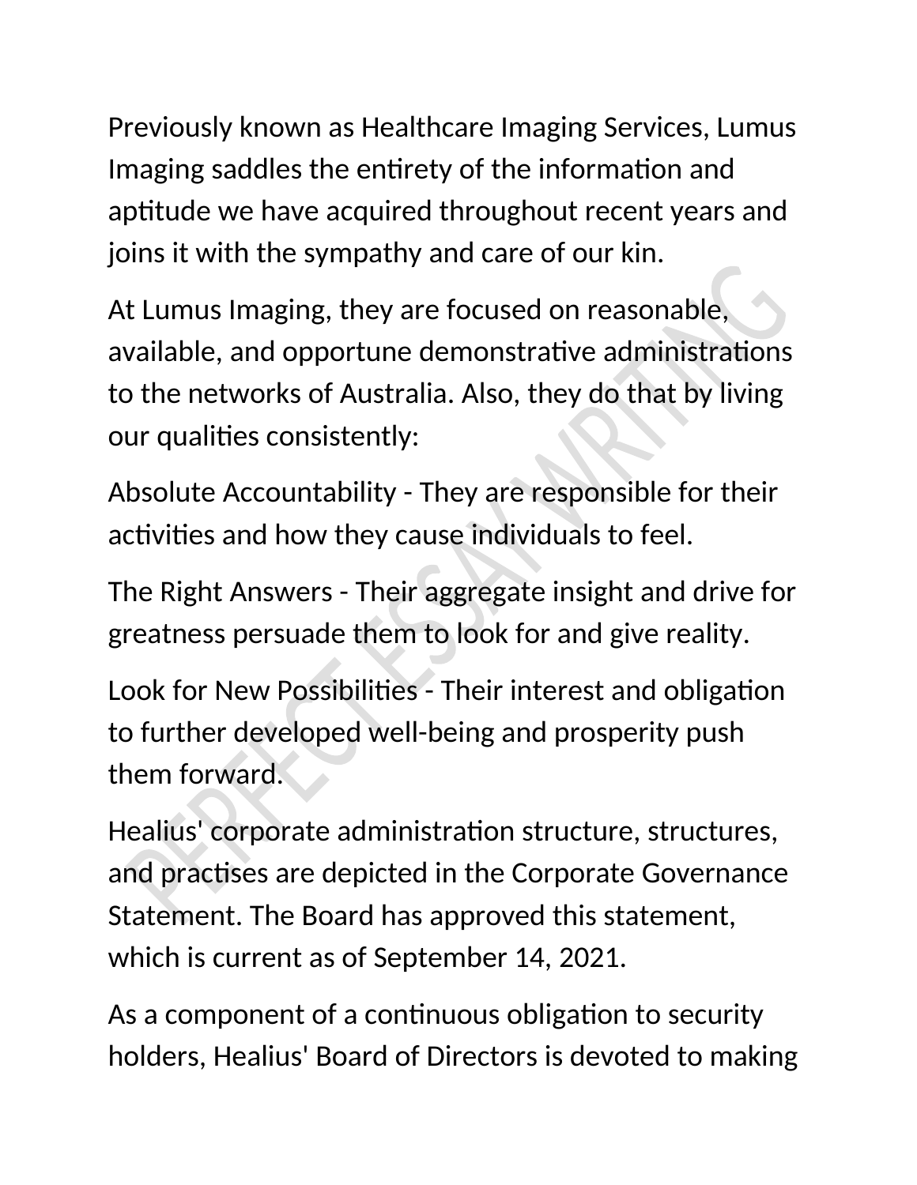Previously known as Healthcare Imaging Services, Lumus Imaging saddles the entirety of the information and aptitude we have acquired throughout recent years and joins it with the sympathy and care of our kin.

At Lumus Imaging, they are focused on reasonable, available, and opportune demonstrative administrations to the networks of Australia. Also, they do that by living our qualities consistently:

Absolute Accountability - They are responsible for their activities and how they cause individuals to feel.

The Right Answers - Their aggregate insight and drive for greatness persuade them to look for and give reality.

Look for New Possibilities - Their interest and obligation to further developed well-being and prosperity push them forward.

Healius' corporate administration structure, structures, and practises are depicted in the Corporate Governance Statement. The Board has approved this statement, which is current as of September 14, 2021.

As a component of a continuous obligation to security holders, Healius' Board of Directors is devoted to making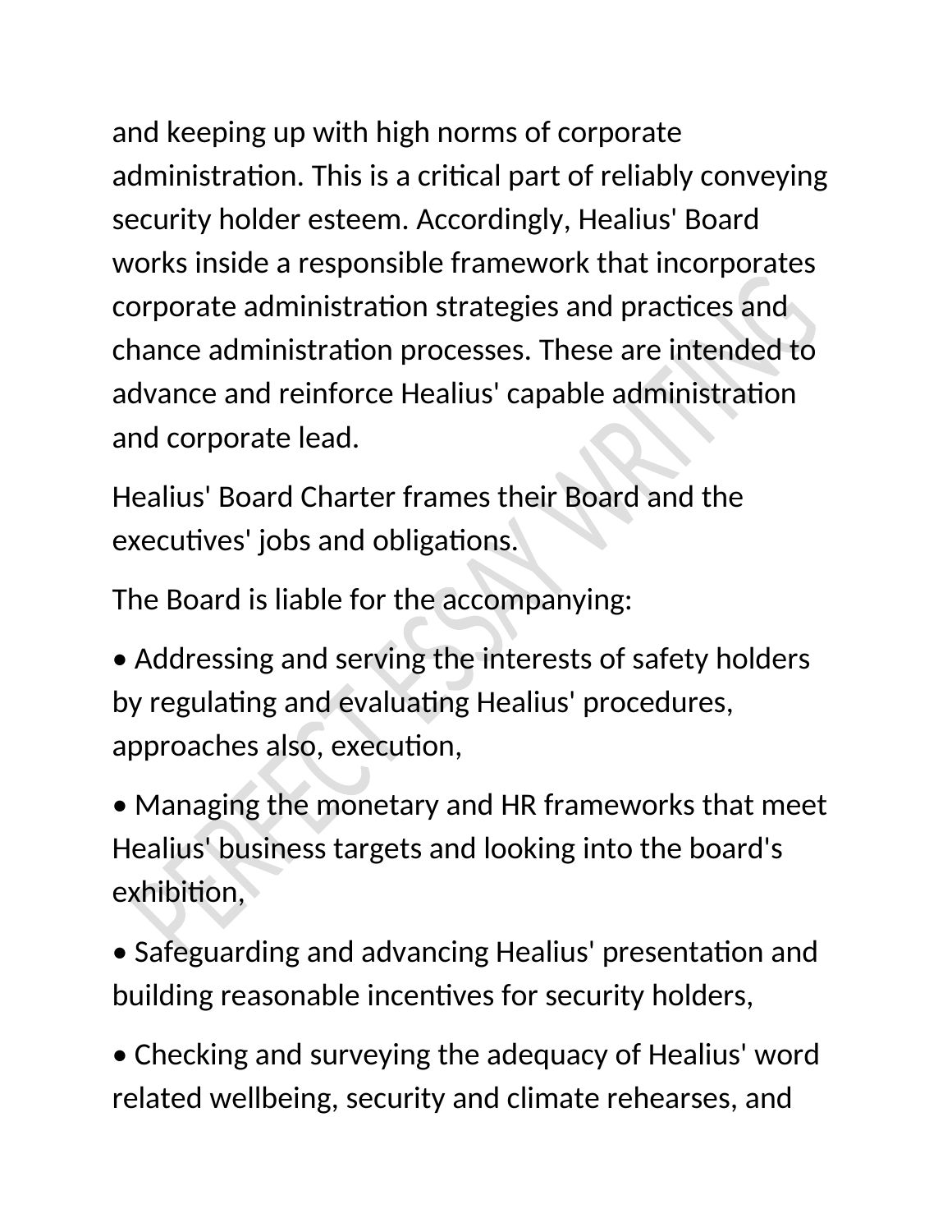and keeping up with high norms of corporate administration. This is a critical part of reliably conveying security holder esteem. Accordingly, Healius' Board works inside a responsible framework that incorporates corporate administration strategies and practices and chance administration processes. These are intended to advance and reinforce Healius' capable administration and corporate lead.

Healius' Board Charter frames their Board and the executives' jobs and obligations.

The Board is liable for the accompanying:

- Addressing and serving the interests of safety holders by regulating and evaluating Healius' procedures, approaches also, execution,
- Managing the monetary and HR frameworks that meet Healius' business targets and looking into the board's exhibition,
- Safeguarding and advancing Healius' presentation and building reasonable incentives for security holders,
- Checking and surveying the adequacy of Healius' word related wellbeing, security and climate rehearses, and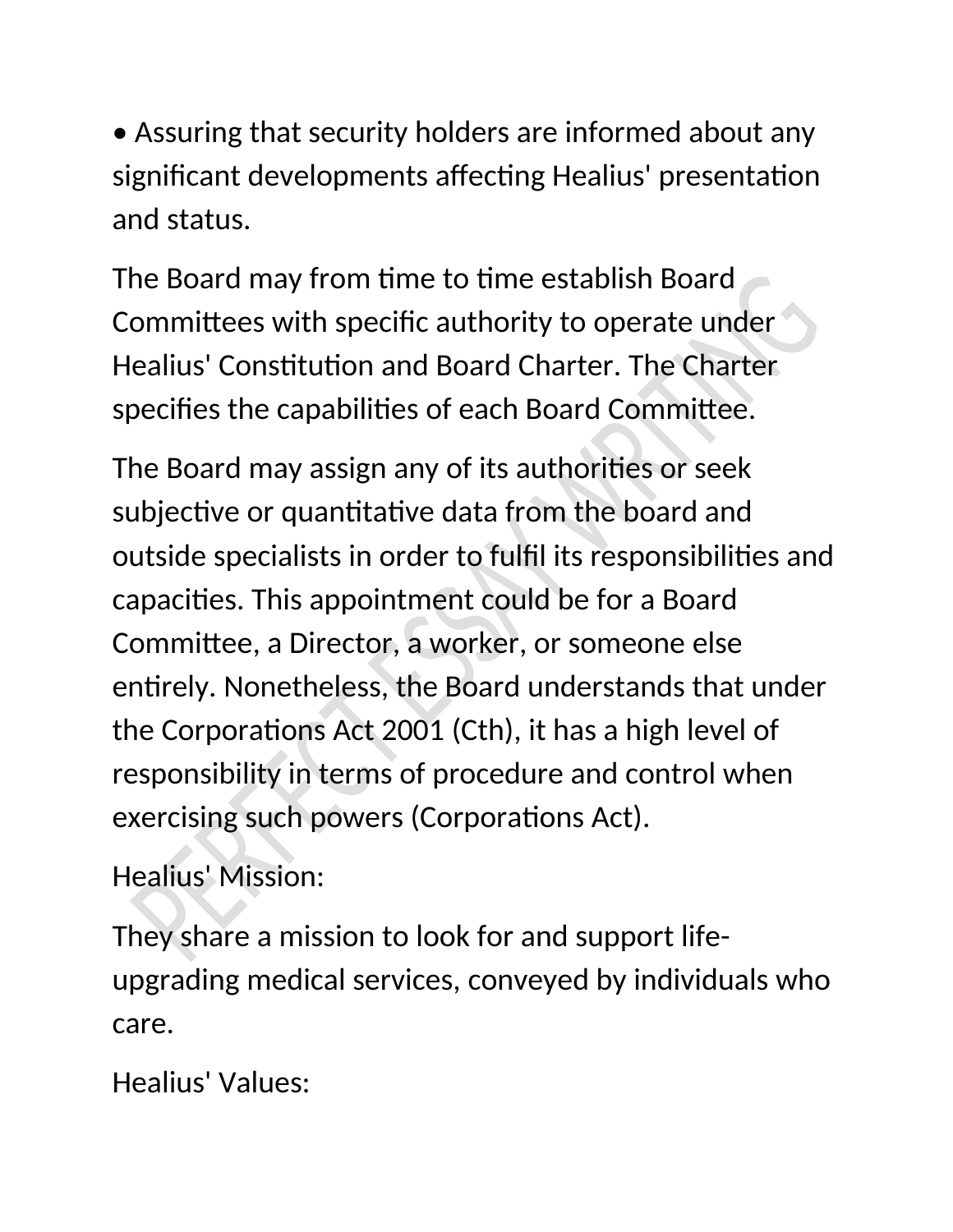- Assuring that security holders are informed about any significant developments affecting Healius' presentation and status.

The Board may from time to time establish Board Committees with specific authority to operate under Healius' Constitution and Board Charter. The Charter specifies the capabilities of each Board Committee.

The Board may assign any of its authorities or seek subjective or quantitative data from the board and outside specialists in order to fulfil its responsibilities and capacities. This appointment could be for a Board Committee, a Director, a worker, or someone else entirely. Nonetheless, the Board understands that under the Corporations Act 2001 (Cth), it has a high level of responsibility in terms of procedure and control when exercising such powers (Corporations Act).

Healius' Mission:

They share a mission to look for and support life-upgrading medical services, conveyed by individuals who care.

Healius' Values: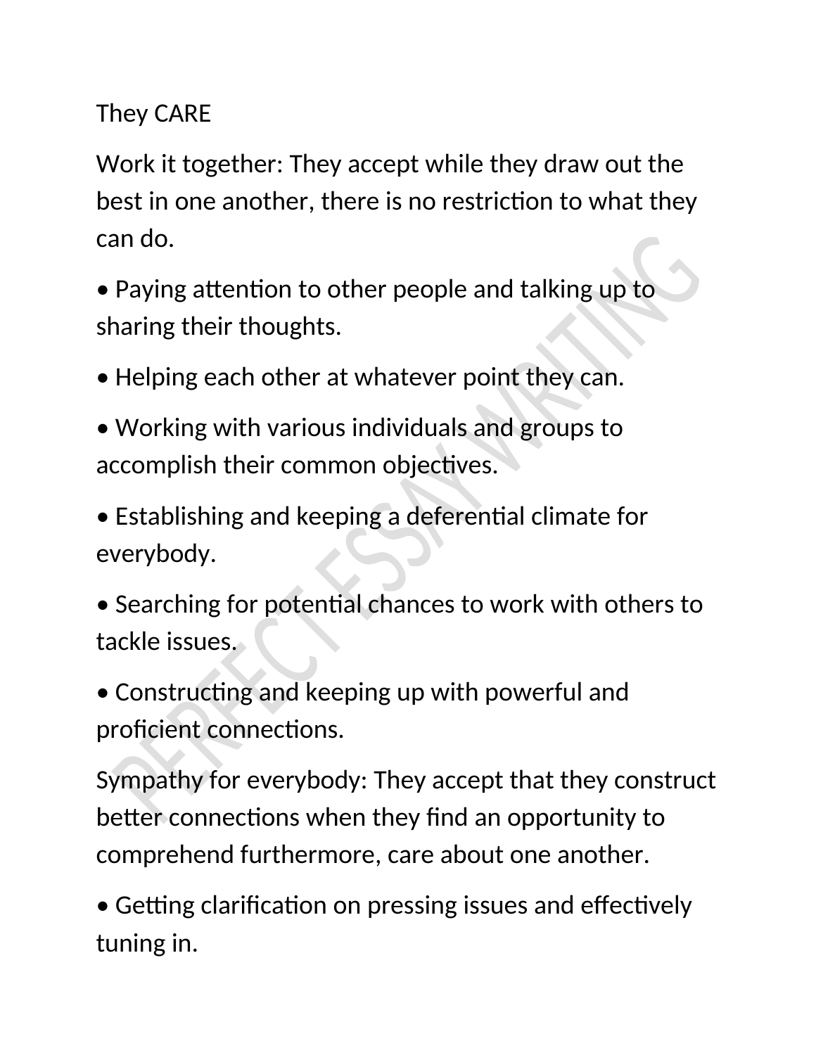They CARE

Work it together: They accept while they draw out the best in one another, there is no restriction to what they can do.

- Paying attention to other people and talking up to sharing their thoughts.
- Helping each other at whatever point they can.
- Working with various individuals and groups to accomplish their common objectives.
- Establishing and keeping a deferential climate for everybody.
- Searching for potential chances to work with others to tackle issues.
- Constructing and keeping up with powerful and proficient connections.

Sympathy for everybody: They accept that they construct better connections when they find an opportunity to comprehend furthermore, care about one another.

- Getting clarification on pressing issues and effectively tuning in.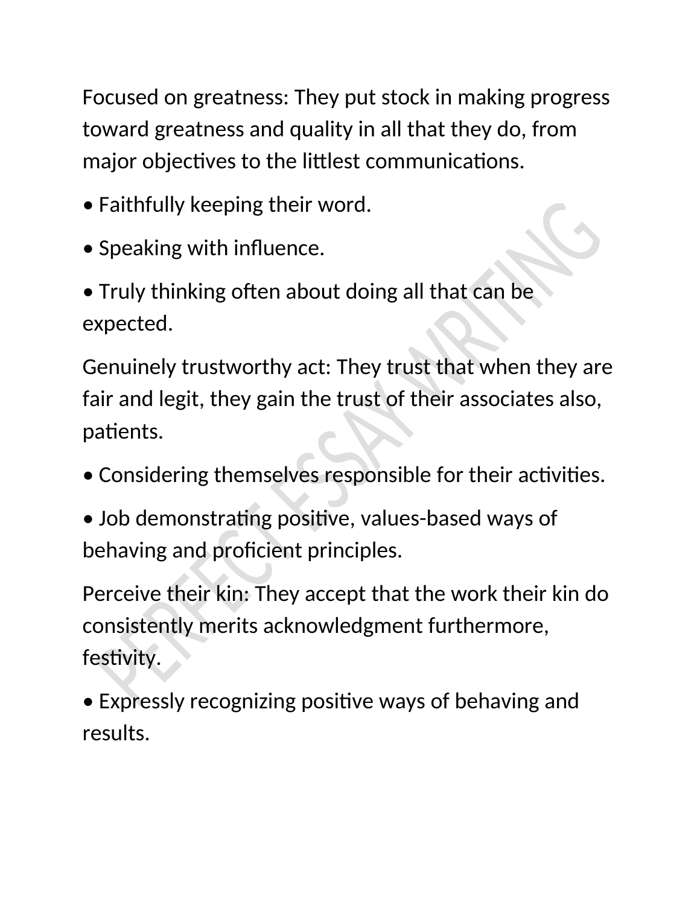Focused on greatness: They put stock in making progress toward greatness and quality in all that they do, from major objectives to the littlest communications.

• Faithfully keeping their word.

• Speaking with influence.

• Truly thinking often about doing all that can be expected.

Genuinely trustworthy act: They trust that when they are fair and legit, they gain the trust of their associates also, patients.

• Considering themselves responsible for their activities.

• Job demonstrating positive, values-based ways of behaving and proficient principles.

Perceive their kin: They accept that the work their kin do consistently merits acknowledgment furthermore, festivity.

• Expressly recognizing positive ways of behaving and results.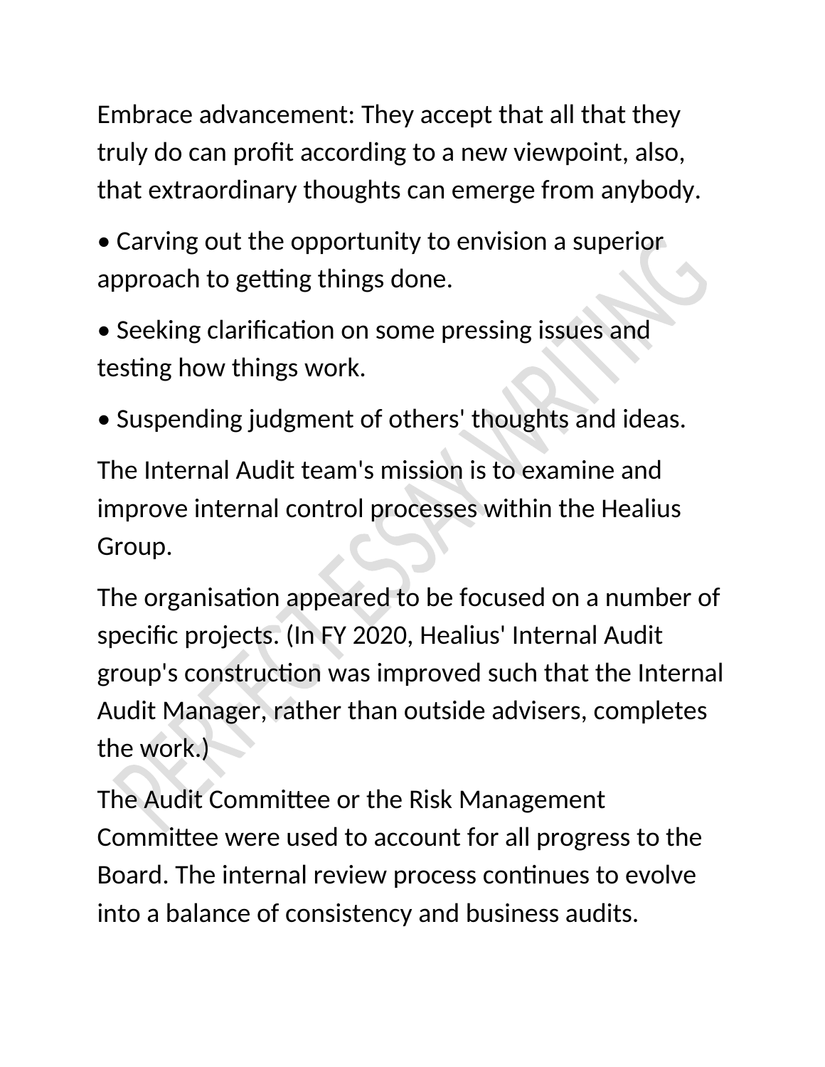Embrace advancement: They accept that all that they truly do can profit according to a new viewpoint, also, that extraordinary thoughts can emerge from anybody.

• Carving out the opportunity to envision a superior approach to getting things done.

• Seeking clarification on some pressing issues and testing how things work.

• Suspending judgment of others' thoughts and ideas.

The Internal Audit team's mission is to examine and improve internal control processes within the Healius Group.

The organisation appeared to be focused on a number of specific projects. (In FY 2020, Healius' Internal Audit group's construction was improved such that the Internal Audit Manager, rather than outside advisers, completes the work.)

The Audit Committee or the Risk Management Committee were used to account for all progress to the Board. The internal review process continues to evolve into a balance of consistency and business audits.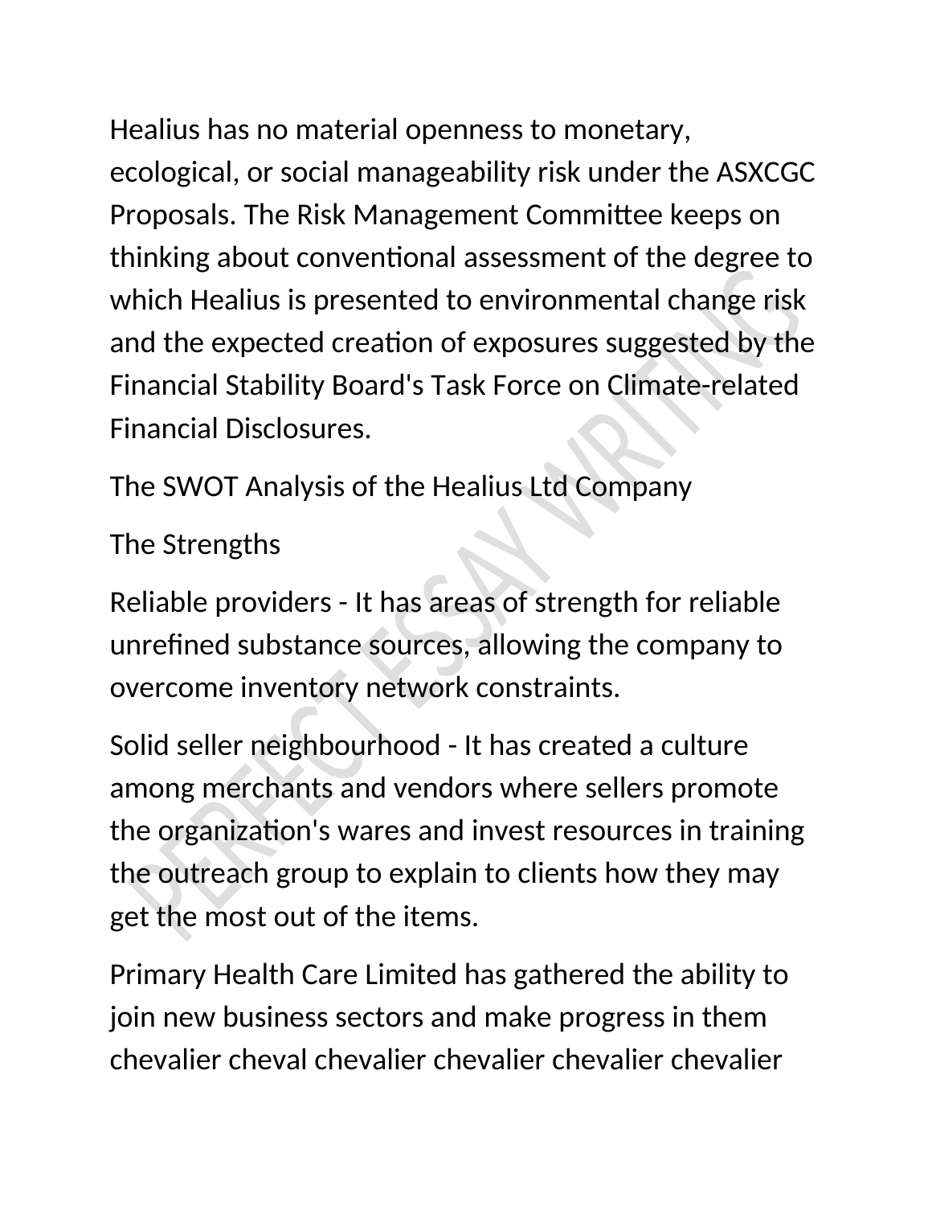Healius has no material openness to monetary, ecological, or social manageability risk under the ASXCGC Proposals. The Risk Management Committee keeps on thinking about conventional assessment of the degree to which Healius is presented to environmental change risk and the expected creation of exposures suggested by the Financial Stability Board's Task Force on Climate-related Financial Disclosures.

The SWOT Analysis of the Healius Ltd Company

The Strengths

Reliable providers - It has areas of strength for reliable unrefined substance sources, allowing the company to overcome inventory network constraints.

Solid seller neighbourhood - It has created a culture among merchants and vendors where sellers promote the organization's wares and invest resources in training the outreach group to explain to clients how they may get the most out of the items.

Primary Health Care Limited has gathered the ability to join new business sectors and make progress in them chevalier cheval chevalier chevalier chevalier chevalier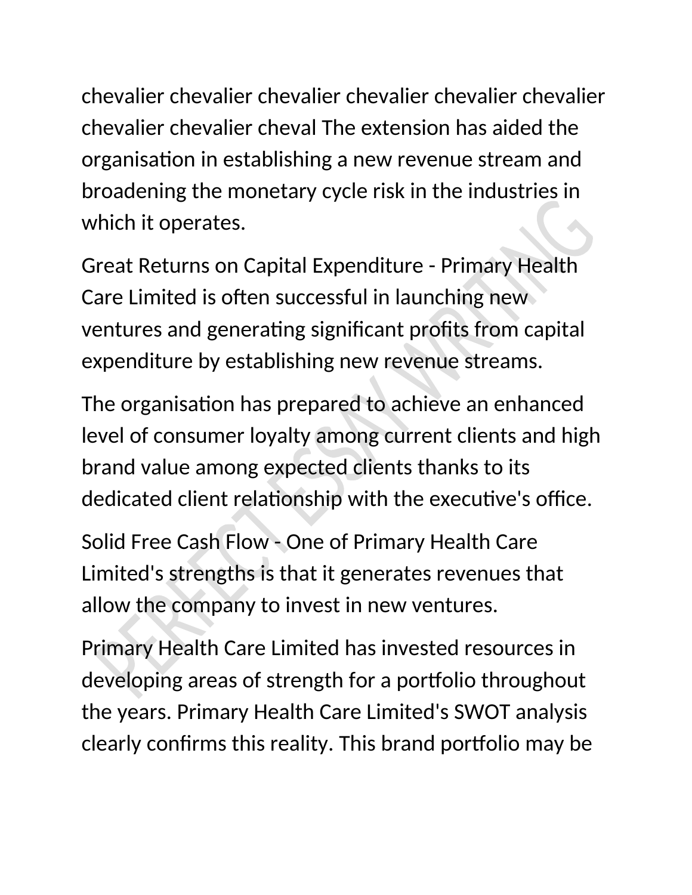chevalier chevalier chevalier chevalier chevalier chevalier chevalier chevalier cheval The extension has aided the organisation in establishing a new revenue stream and broadening the monetary cycle risk in the industries in which it operates.

Great Returns on Capital Expenditure - Primary Health Care Limited is often successful in launching new ventures and generating significant profits from capital expenditure by establishing new revenue streams.

The organisation has prepared to achieve an enhanced level of consumer loyalty among current clients and high brand value among expected clients thanks to its dedicated client relationship with the executive's office.

Solid Free Cash Flow - One of Primary Health Care Limited's strengths is that it generates revenues that allow the company to invest in new ventures.

Primary Health Care Limited has invested resources in developing areas of strength for a portfolio throughout the years. Primary Health Care Limited's SWOT analysis clearly confirms this reality. This brand portfolio may be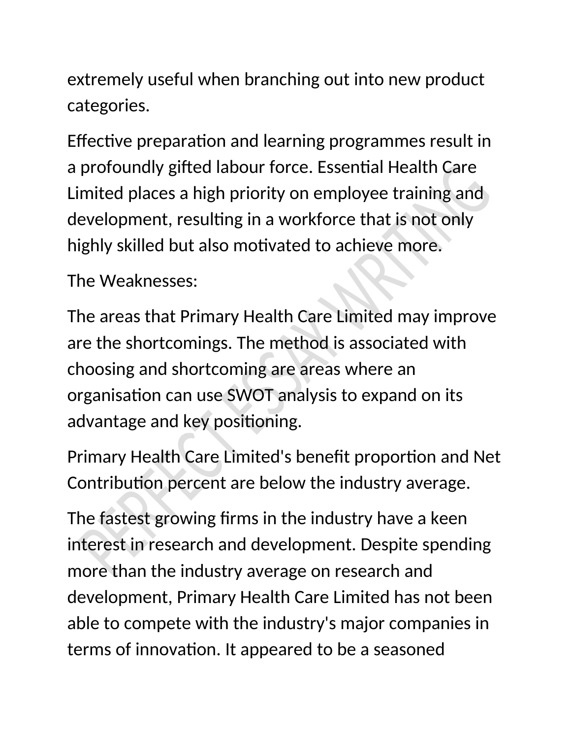extremely useful when branching out into new product categories.

Effective preparation and learning programmes result in a profoundly gifted labour force. Essential Health Care Limited places a high priority on employee training and development, resulting in a workforce that is not only highly skilled but also motivated to achieve more.

The Weaknesses:

The areas that Primary Health Care Limited may improve are the shortcomings. The method is associated with choosing and shortcoming are areas where an organisation can use SWOT analysis to expand on its advantage and key positioning.

Primary Health Care Limited's benefit proportion and Net Contribution percent are below the industry average.

The fastest growing firms in the industry have a keen interest in research and development. Despite spending more than the industry average on research and development, Primary Health Care Limited has not been able to compete with the industry's major companies in terms of innovation. It appeared to be a seasoned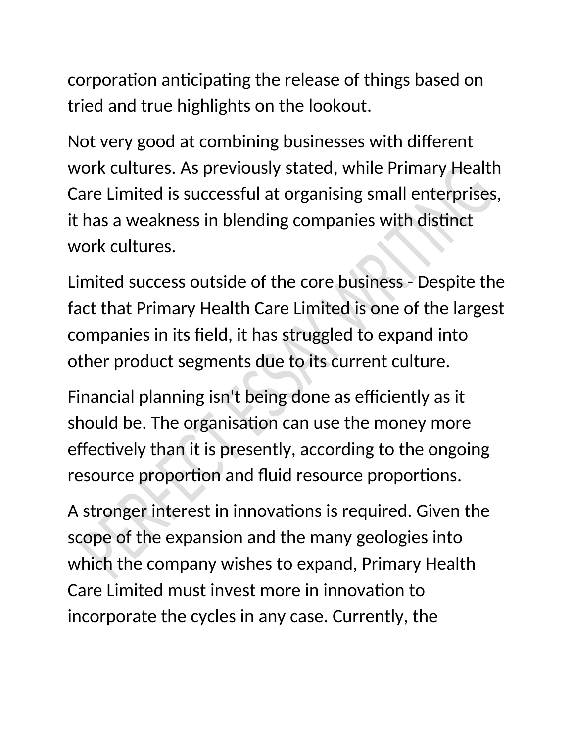corporation anticipating the release of things based on tried and true highlights on the lookout.

Not very good at combining businesses with different work cultures. As previously stated, while Primary Health Care Limited is successful at organising small enterprises, it has a weakness in blending companies with distinct work cultures.

Limited success outside of the core business - Despite the fact that Primary Health Care Limited is one of the largest companies in its field, it has struggled to expand into other product segments due to its current culture.

Financial planning isn't being done as efficiently as it should be. The organisation can use the money more effectively than it is presently, according to the ongoing resource proportion and fluid resource proportions.

A stronger interest in innovations is required. Given the scope of the expansion and the many geologies into which the company wishes to expand, Primary Health Care Limited must invest more in innovation to incorporate the cycles in any case. Currently, the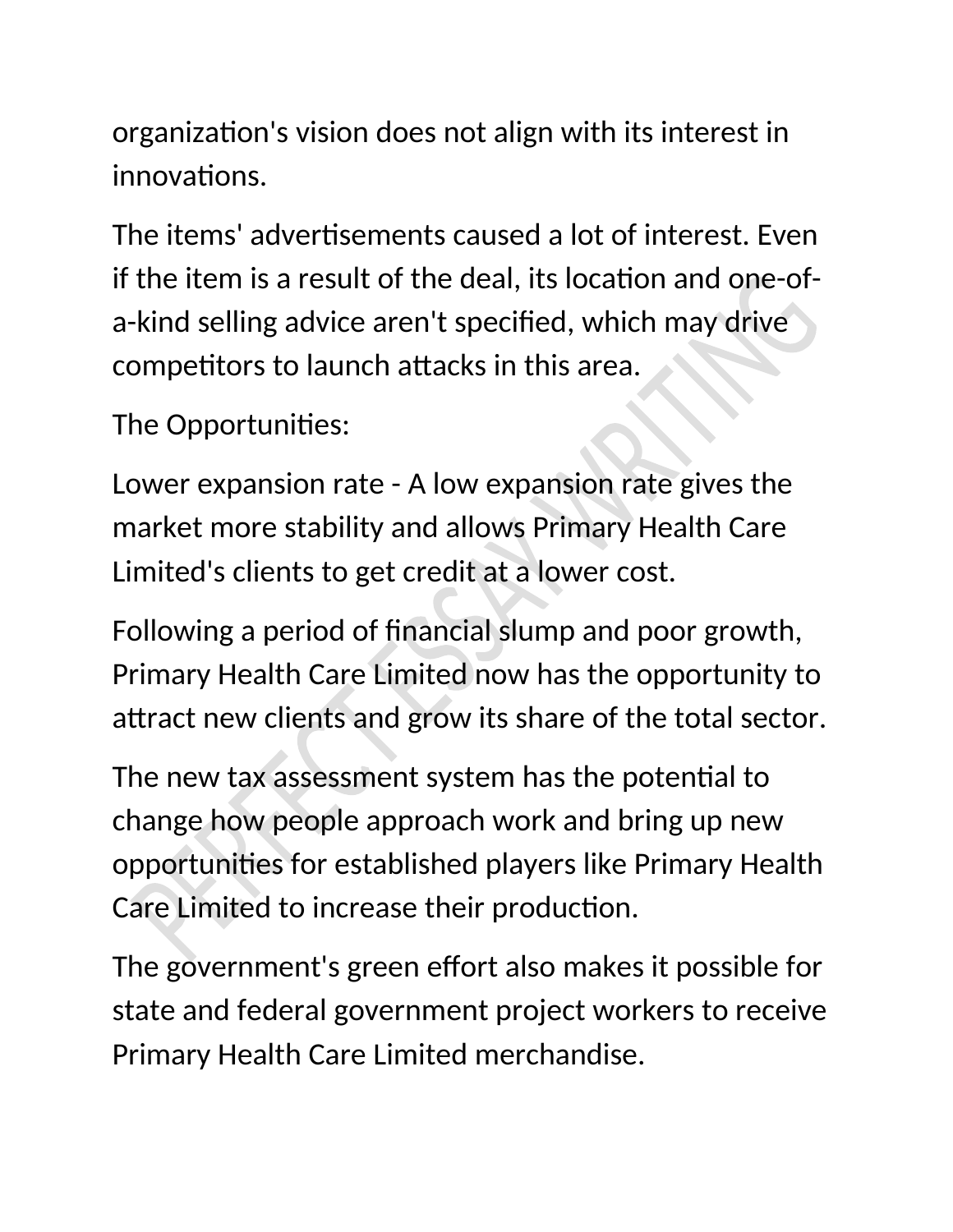organization's vision does not align with its interest in innovations.

The items' advertisements caused a lot of interest. Even if the item is a result of the deal, its location and one-of-a-kind selling advice aren't specified, which may drive competitors to launch attacks in this area.

The Opportunities:

Lower expansion rate - A low expansion rate gives the market more stability and allows Primary Health Care Limited's clients to get credit at a lower cost.

Following a period of financial slump and poor growth, Primary Health Care Limited now has the opportunity to attract new clients and grow its share of the total sector.

The new tax assessment system has the potential to change how people approach work and bring up new opportunities for established players like Primary Health Care Limited to increase their production.

The government's green effort also makes it possible for state and federal government project workers to receive Primary Health Care Limited merchandise.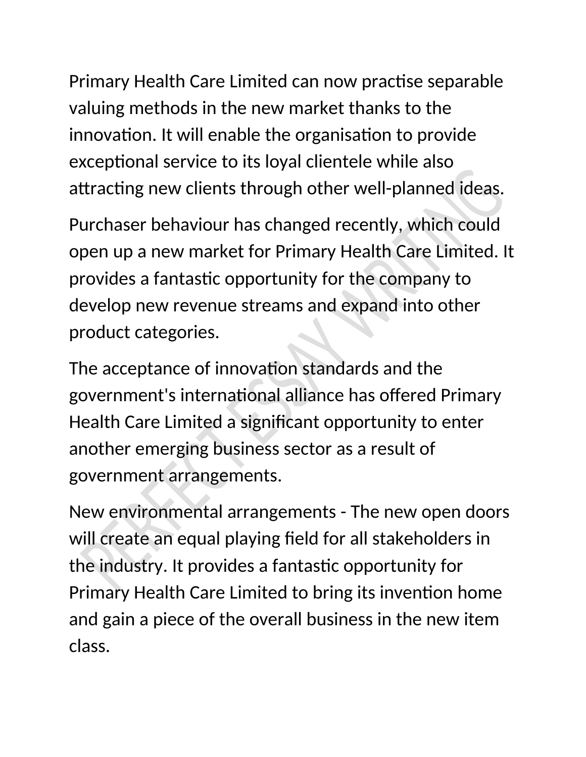Primary Health Care Limited can now practise separable valuing methods in the new market thanks to the innovation. It will enable the organisation to provide exceptional service to its loyal clientele while also attracting new clients through other well-planned ideas.

Purchaser behaviour has changed recently, which could open up a new market for Primary Health Care Limited. It provides a fantastic opportunity for the company to develop new revenue streams and expand into other product categories.

The acceptance of innovation standards and the government's international alliance has offered Primary Health Care Limited a significant opportunity to enter another emerging business sector as a result of government arrangements.

New environmental arrangements - The new open doors will create an equal playing field for all stakeholders in the industry. It provides a fantastic opportunity for Primary Health Care Limited to bring its invention home and gain a piece of the overall business in the new item class.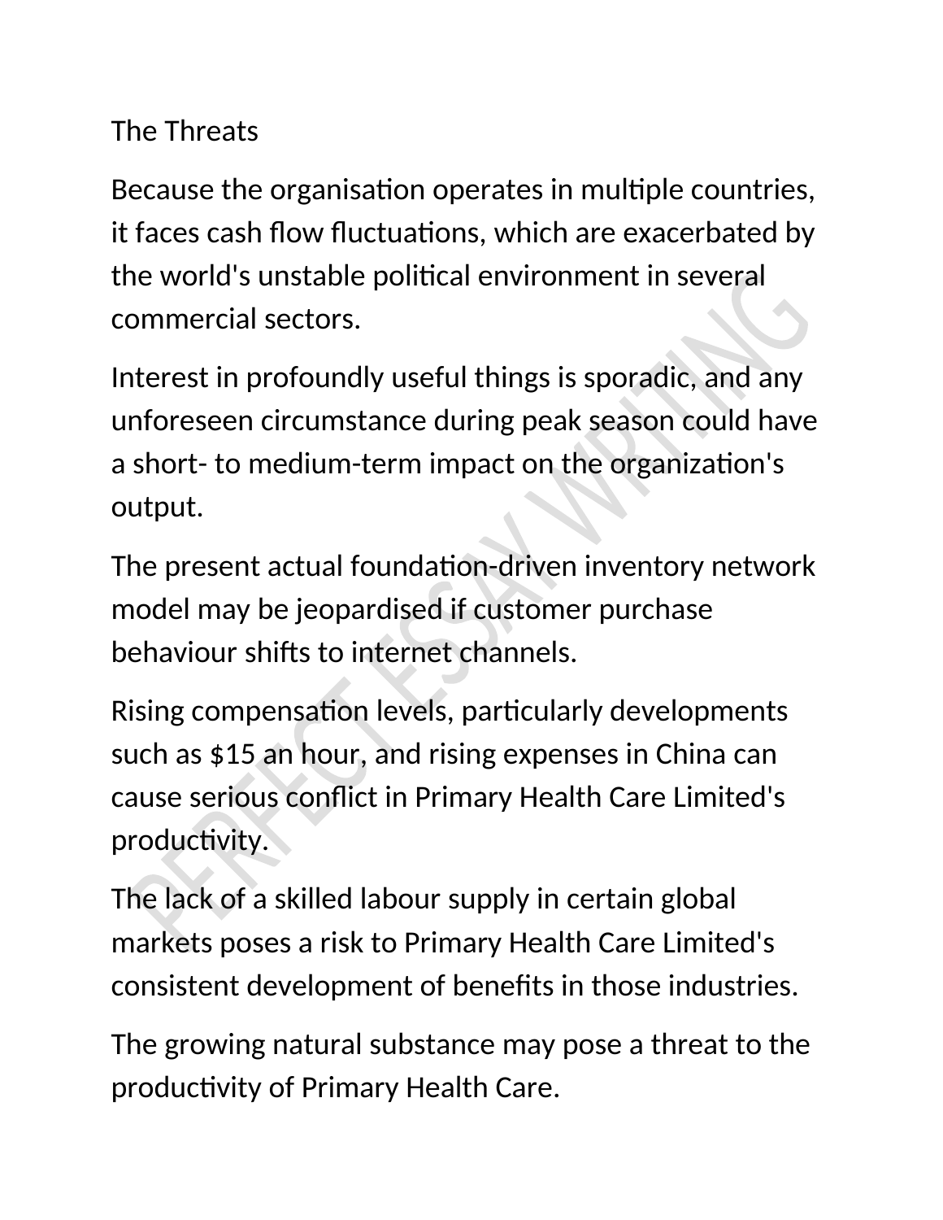## The Threats

Because the organisation operates in multiple countries, it faces cash flow fluctuations, which are exacerbated by the world's unstable political environment in several commercial sectors.

Interest in profoundly useful things is sporadic, and any unforeseen circumstance during peak season could have a short- to medium-term impact on the organization's output.

The present actual foundation-driven inventory network model may be jeopardised if customer purchase behaviour shifts to internet channels.

Rising compensation levels, particularly developments such as $15 an hour, and rising expenses in China can cause serious conflict in Primary Health Care Limited's productivity.

The lack of a skilled labour supply in certain global markets poses a risk to Primary Health Care Limited's consistent development of benefits in those industries.

The growing natural substance may pose a threat to the productivity of Primary Health Care.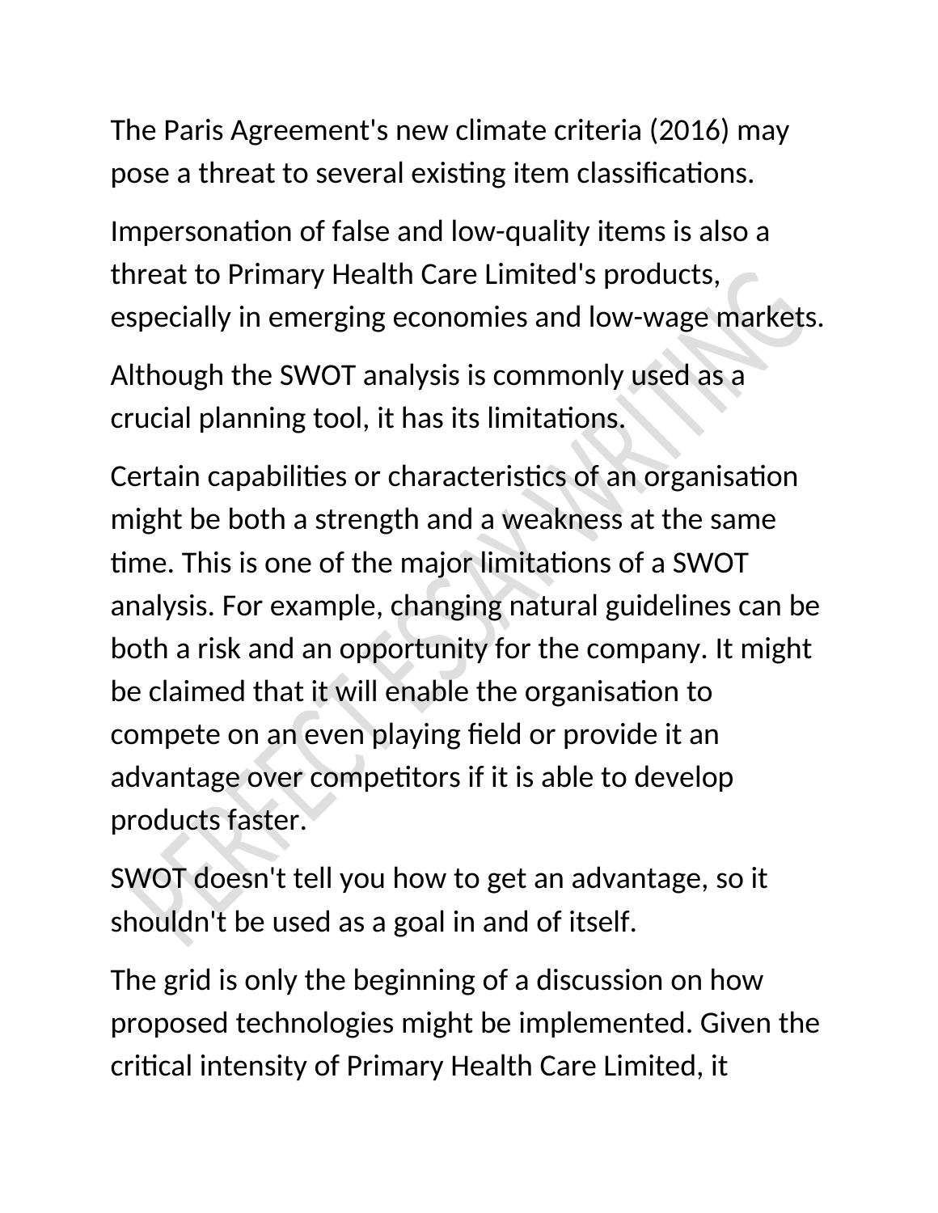The Paris Agreement's new climate criteria (2016) may pose a threat to several existing item classifications.

Impersonation of false and low-quality items is also a threat to Primary Health Care Limited's products, especially in emerging economies and low-wage markets.

Although the SWOT analysis is commonly used as a crucial planning tool, it has its limitations.

Certain capabilities or characteristics of an organisation might be both a strength and a weakness at the same time. This is one of the major limitations of a SWOT analysis. For example, changing natural guidelines can be both a risk and an opportunity for the company. It might be claimed that it will enable the organisation to compete on an even playing field or provide it an advantage over competitors if it is able to develop products faster.

SWOT doesn't tell you how to get an advantage, so it shouldn't be used as a goal in and of itself.

The grid is only the beginning of a discussion on how proposed technologies might be implemented. Given the critical intensity of Primary Health Care Limited, it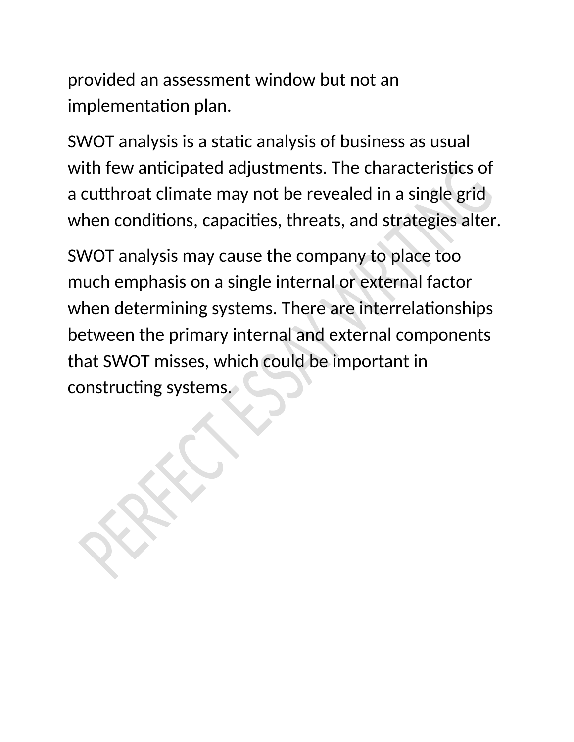provided an assessment window but not an implementation plan.

SWOT analysis is a static analysis of business as usual with few anticipated adjustments. The characteristics of a cutthroat climate may not be revealed in a single grid when conditions, capacities, threats, and strategies alter.

SWOT analysis may cause the company to place too much emphasis on a single internal or external factor when determining systems. There are interrelationships between the primary internal and external components that SWOT misses, which could be important in constructing systems.